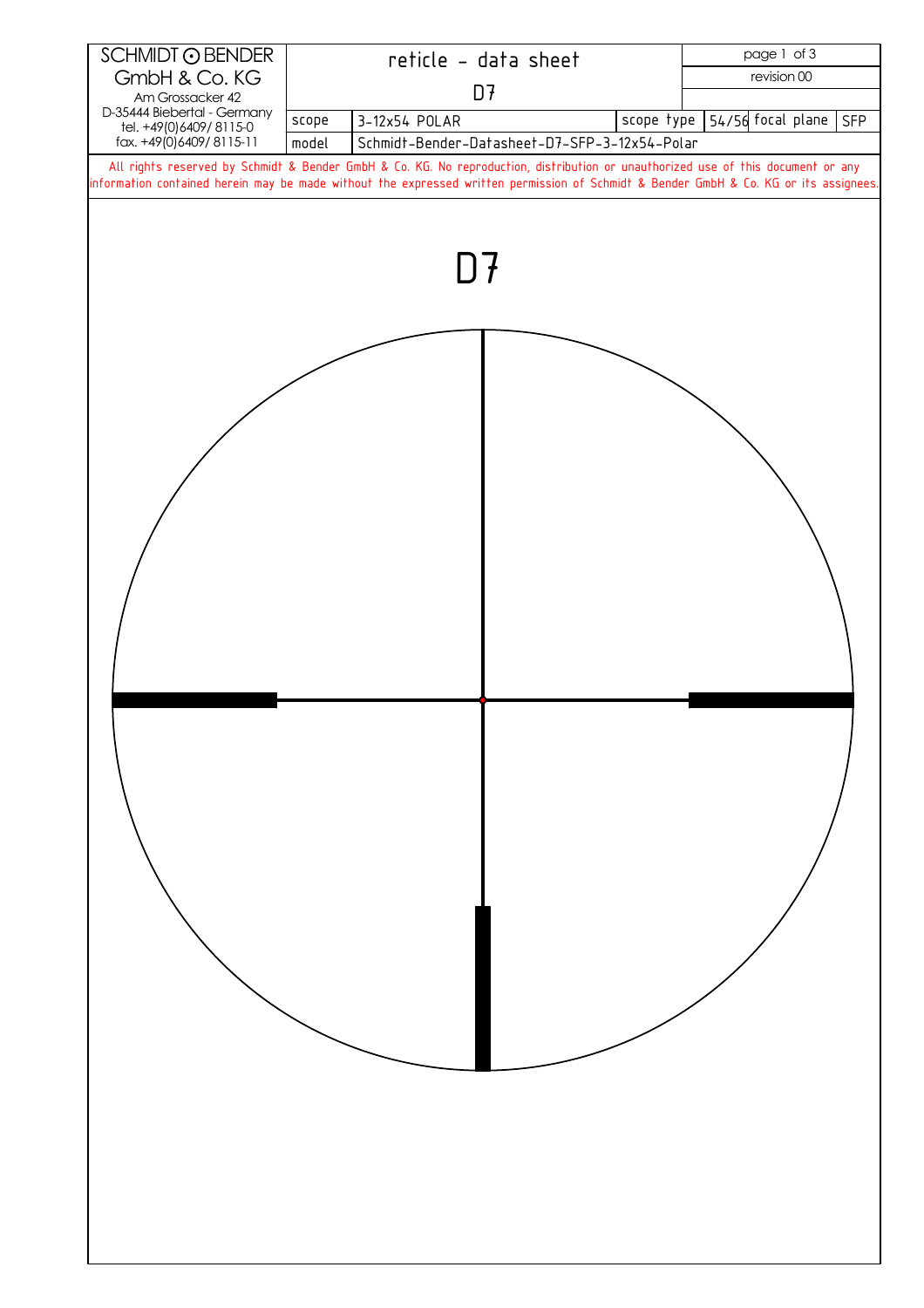| SCHMIDT ⊙ BENDER GmbH & Co. KG Am Grossacker 42 D-35444 Biebertal - Germany tel. +49(0)6409/ 8115-0 fax. +49(0)6409/ 8115-11 | reticle - data sheet D7 | | | | revision 00 | |
|---|---|---|---|---|---|---|
| | scope | 3-12x54 POLAR | scope type | 54/56 | focal plane | SFP |
| | model | Schmidt-Bender-Datasheet-D7-SFP-3-12x54-Polar | | | | |

All rights reserved by Schmidt & Bender GmbH & Co. KG. No reproduction, distribution or unauthorized use of this document or any information contained herein may be made without the expressed written permission of Schmidt & Bender GmbH & Co. KG or its assignees.

# D7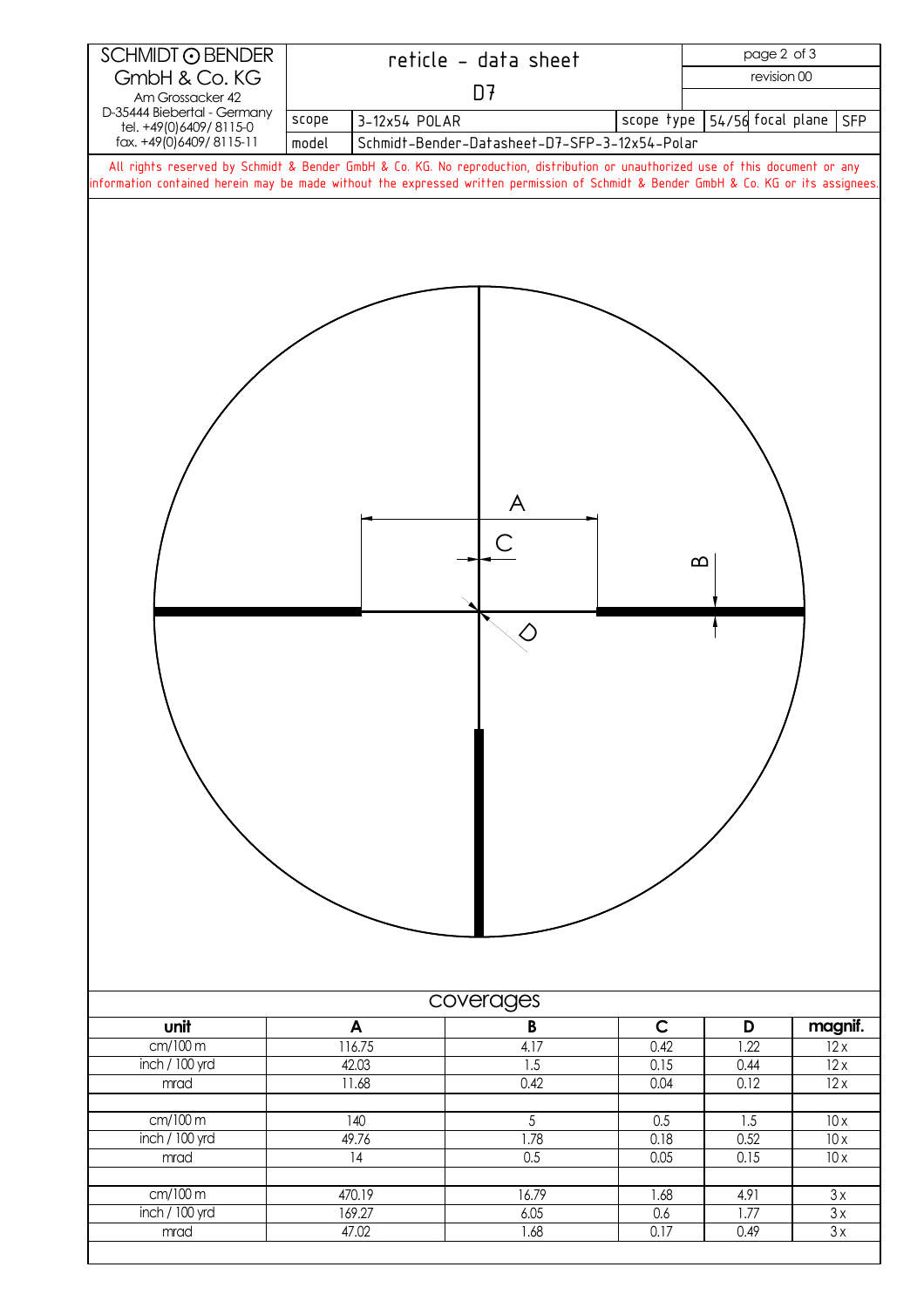| SCHMIDT ⊙ BENDER GmbH & Co. KG | reticle - data sheet | |
|---|---|---|
| Am Grossacker 42, D-35444 Biebertal - Germany, tel. +49(0)6409/ 8115-0, fax. +49(0)6409/ 8115-11 | D7 | revision 00 |

| scope | 3-12x54 POLAR | scope type | 54/56 focal plane | SFP |
|---|---|---|---|---|
| model | Schmidt-Bender-Datasheet-D7-SFP-3-12x54-Polar | | | |

All rights reserved by Schmidt & Bender GmbH & Co. KG. No reproduction, distribution or unauthorized use of this document or any information contained herein may be made without the expressed written permission of Schmidt & Bender GmbH & Co. KG or its assignees.

A

C

B

D

## coverages

| unit | A | B | C | D | magnif. |
|---|---|---|---|---|---|
| cm/100 m | 116.75 | 4.17 | 0.42 | 1.22 | 12 x |
| inch / 100 yrd | 42.03 | 1.5 | 0.15 | 0.44 | 12 x |
| mrad | 11.68 | 0.42 | 0.04 | 0.12 | 12 x |
| | | | | | |
| cm/100 m | 140 | 5 | 0.5 | 1.5 | 10 x |
| inch / 100 yrd | 49.76 | 1.78 | 0.18 | 0.52 | 10 x |
| mrad | 14 | 0.5 | 0.05 | 0.15 | 10 x |
| | | | | | |
| cm/100 m | 470.19 | 16.79 | 1.68 | 4.91 | 3 x |
| inch / 100 yrd | 169.27 | 6.05 | 0.6 | 1.77 | 3 x |
| mrad | 47.02 | 1.68 | 0.17 | 0.49 | 3 x |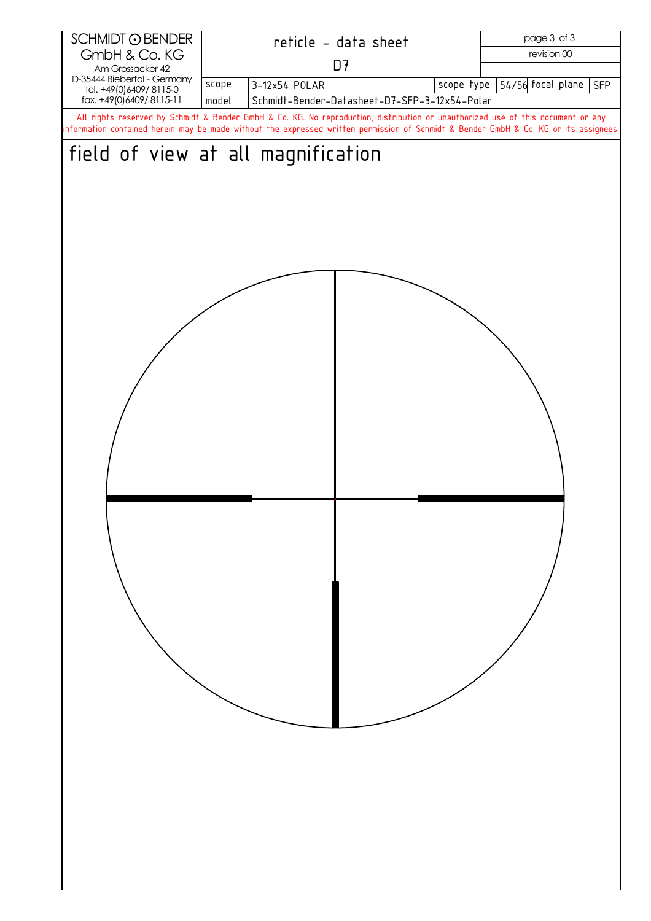SCHMIDT ⊙ BENDER
GmbH & Co. KG
Am Grossacker 42
D-35444 Biebertal - Germany
tel. +49(0)6409/ 8115-0
fax. +49(0)6409/ 8115-11

reticle - data sheet

D7

revision 00

| | | | |
|---|---|---|---|
| scope | 3-12x54 POLAR | scope type | 54/56 focal plane SFP |
| model | Schmidt-Bender-Datasheet-D7-SFP-3-12x54-Polar | | |

All rights reserved by Schmidt & Bender GmbH & Co. KG. No reproduction, distribution or unauthorized use of this document or any information contained herein may be made without the expressed written permission of Schmidt & Bender GmbH & Co. KG or its assignees.

# field of view at all magnification